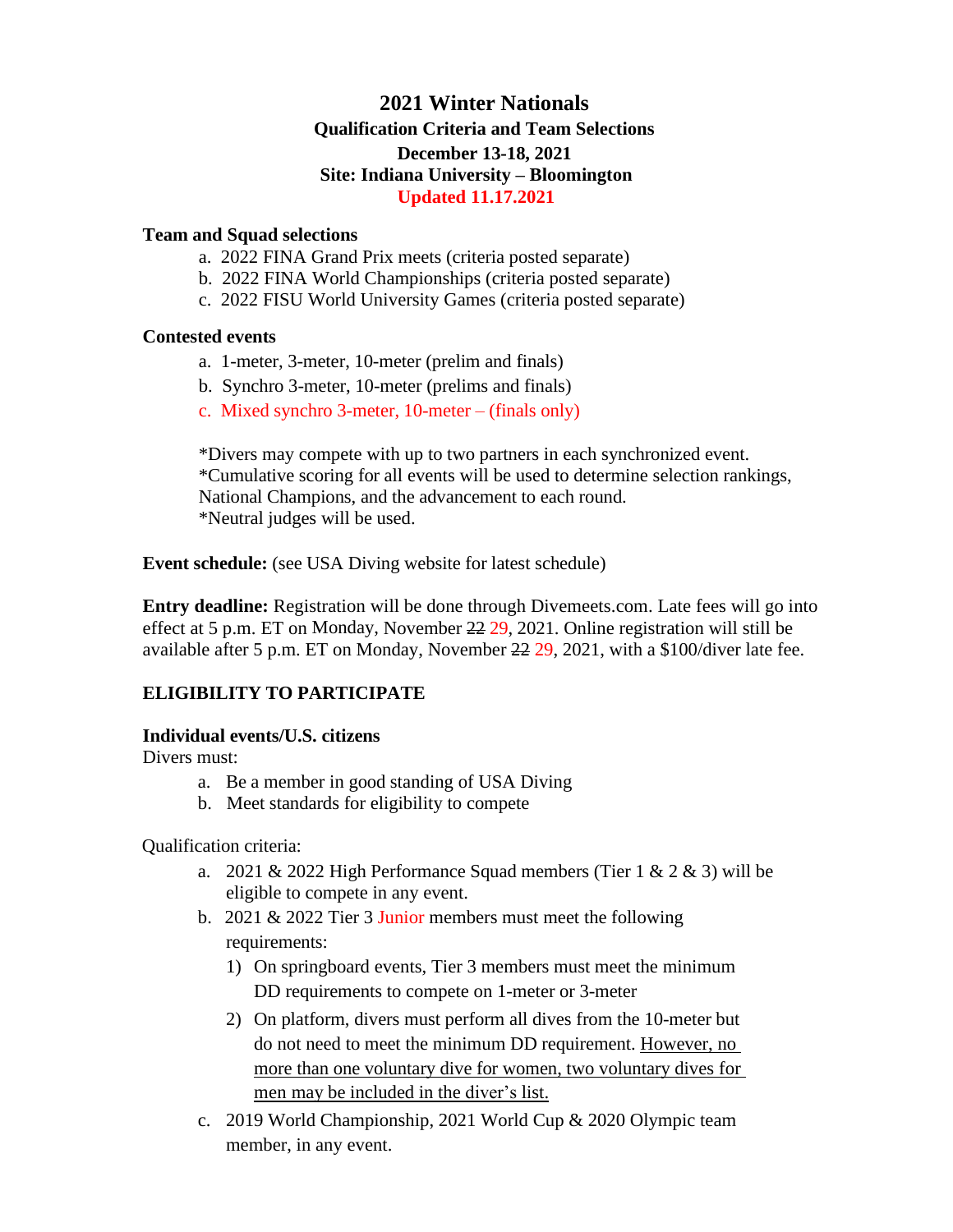# 2021 Winter Nationals

## Qualification Criteria and Team Selections

**December 13-18, 2021**

**Site: Indiana University – Bloomington**

**Updated 11.17.2021**

### Team and Squad selections

a. 2022 FINA Grand Prix meets (criteria posted separate)
b. 2022 FINA World Championships (criteria posted separate)
c. 2022 FISU World University Games (criteria posted separate)

### Contested events

a. 1-meter, 3-meter, 10-meter (prelim and finals)
b. Synchro 3-meter, 10-meter (prelims and finals)
c. Mixed synchro 3-meter, 10-meter – (finals only)

*Divers may compete with up to two partners in each synchronized event.
*Cumulative scoring for all events will be used to determine selection rankings, National Champions, and the advancement to each round.
*Neutral judges will be used.

**Event schedule:** (see USA Diving website for latest schedule)

**Entry deadline:** Registration will be done through Divemeets.com. Late fees will go into effect at 5 p.m. ET on Monday, November ~~22~~ 29, 2021. Online registration will still be available after 5 p.m. ET on Monday, November ~~22~~ 29, 2021, with a $100/diver late fee.

## ELIGIBILITY TO PARTICIPATE

### Individual events/U.S. citizens

Divers must:

a. Be a member in good standing of USA Diving
b. Meet standards for eligibility to compete

Qualification criteria:

a. 2021 & 2022 High Performance Squad members (Tier 1 & 2 & 3) will be eligible to compete in any event.
b. 2021 & 2022 Tier 3 Junior members must meet the following requirements:
   1) On springboard events, Tier 3 members must meet the minimum DD requirements to compete on 1-meter or 3-meter
   2) On platform, divers must perform all dives from the 10-meter but do not need to meet the minimum DD requirement. <u>However, no more than one voluntary dive for women, two voluntary dives for men may be included in the diver's list.</u>
c. 2019 World Championship, 2021 World Cup & 2020 Olympic team member, in any event.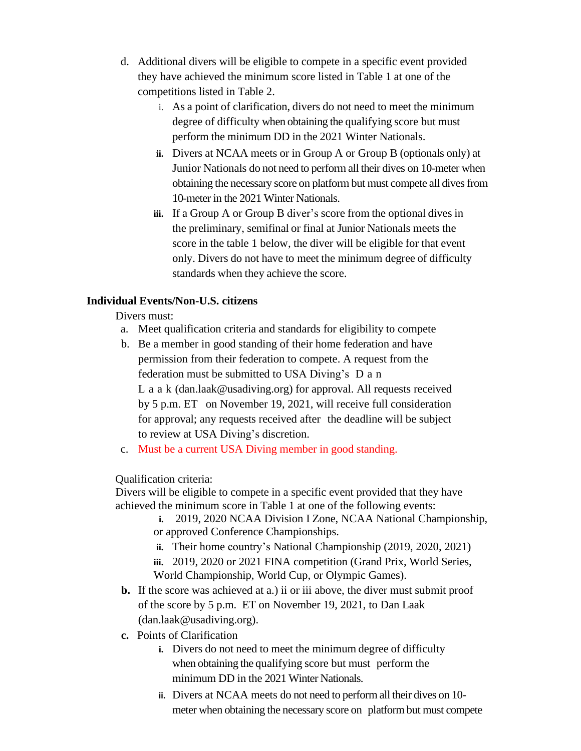d. Additional divers will be eligible to compete in a specific event provided they have achieved the minimum score listed in Table 1 at one of the competitions listed in Table 2.
   i. As a point of clarification, divers do not need to meet the minimum degree of difficulty when obtaining the qualifying score but must perform the minimum DD in the 2021 Winter Nationals.
   ii. Divers at NCAA meets or in Group A or Group B (optionals only) at Junior Nationals do not need to perform all their dives on 10-meter when obtaining the necessary score on platform but must compete all dives from 10-meter in the 2021 Winter Nationals.
   iii. If a Group A or Group B diver's score from the optional dives in the preliminary, semifinal or final at Junior Nationals meets the score in the table 1 below, the diver will be eligible for that event only. Divers do not have to meet the minimum degree of difficulty standards when they achieve the score.

**Individual Events/Non-U.S. citizens**

Divers must:

a. Meet qualification criteria and standards for eligibility to compete
b. Be a member in good standing of their home federation and have permission from their federation to compete. A request from the federation must be submitted to USA Diving's Dan Laak (dan.laak@usadiving.org) for approval. All requests received by 5 p.m. ET on November 19, 2021, will receive full consideration for approval; any requests received after the deadline will be subject to review at USA Diving's discretion.
c. Must be a current USA Diving member in good standing.

Qualification criteria:
Divers will be eligible to compete in a specific event provided that they have achieved the minimum score in Table 1 at one of the following events:

   i. 2019, 2020 NCAA Division I Zone, NCAA National Championship, or approved Conference Championships.
   ii. Their home country's National Championship (2019, 2020, 2021)
   iii. 2019, 2020 or 2021 FINA competition (Grand Prix, World Series, World Championship, World Cup, or Olympic Games).

**b.** If the score was achieved at a.) ii or iii above, the diver must submit proof of the score by 5 p.m. ET on November 19, 2021, to Dan Laak (dan.laak@usadiving.org).

**c.** Points of Clarification
   i. Divers do not need to meet the minimum degree of difficulty when obtaining the qualifying score but must perform the minimum DD in the 2021 Winter Nationals.
   ii. Divers at NCAA meets do not need to perform all their dives on 10-meter when obtaining the necessary score on platform but must compete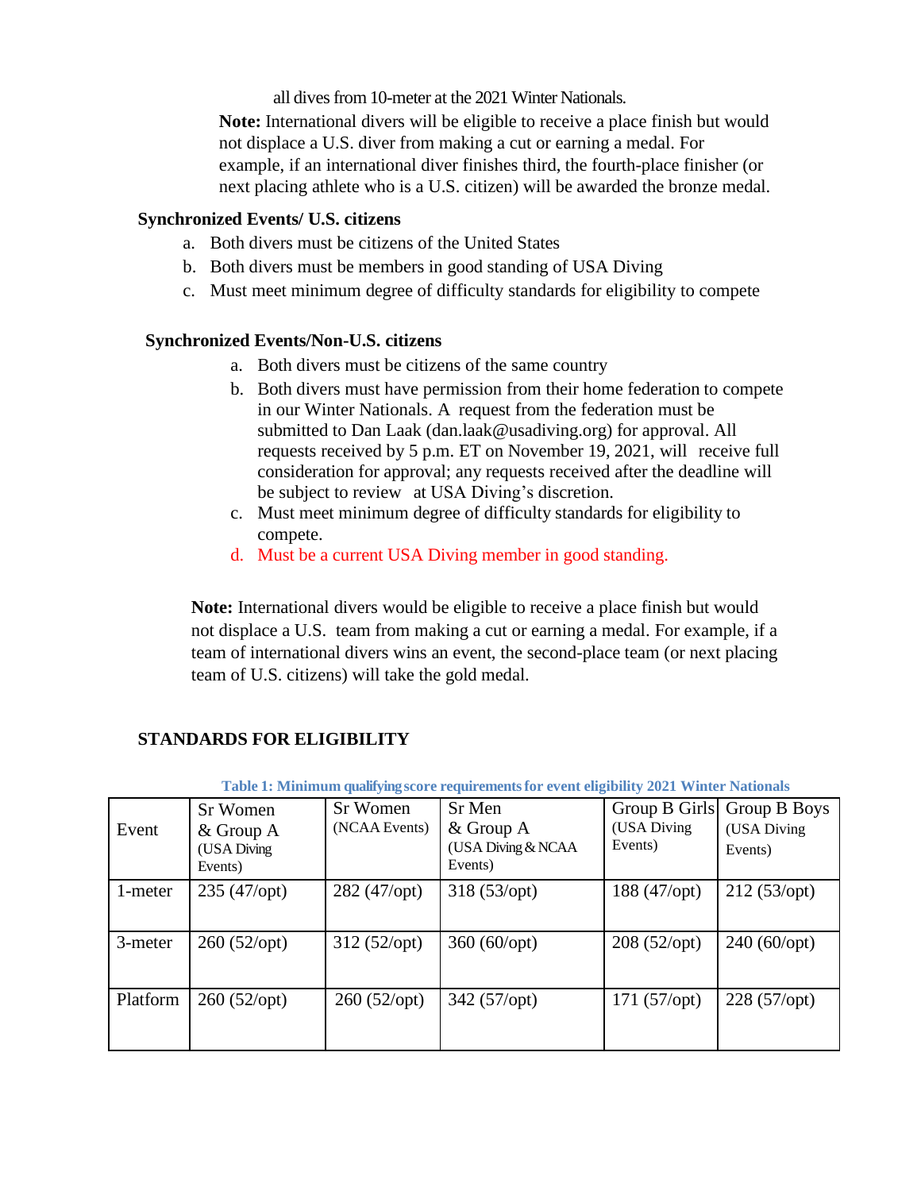all dives from 10-meter at the 2021 Winter Nationals.

**Note:** International divers will be eligible to receive a place finish but would not displace a U.S. diver from making a cut or earning a medal. For example, if an international diver finishes third, the fourth-place finisher (or next placing athlete who is a U.S. citizen) will be awarded the bronze medal.

**Synchronized Events/ U.S. citizens**

a. Both divers must be citizens of the United States
b. Both divers must be members in good standing of USA Diving
c. Must meet minimum degree of difficulty standards for eligibility to compete

**Synchronized Events/Non-U.S. citizens**

a. Both divers must be citizens of the same country
b. Both divers must have permission from their home federation to compete in our Winter Nationals. A request from the federation must be submitted to Dan Laak (dan.laak@usadiving.org) for approval. All requests received by 5 p.m. ET on November 19, 2021, will receive full consideration for approval; any requests received after the deadline will be subject to review at USA Diving's discretion.
c. Must meet minimum degree of difficulty standards for eligibility to compete.
d. Must be a current USA Diving member in good standing.

**Note:** International divers would be eligible to receive a place finish but would not displace a U.S. team from making a cut or earning a medal. For example, if a team of international divers wins an event, the second-place team (or next placing team of U.S. citizens) will take the gold medal.

## STANDARDS FOR ELIGIBILITY

**Table 1: Minimum qualifying score requirements for event eligibility 2021 Winter Nationals**

| Event | Sr Women & Group A (USA Diving Events) | Sr Women (NCAA Events) | Sr Men & Group A (USA Diving & NCAA Events) | Group B Girls (USA Diving Events) | Group B Boys (USA Diving Events) |
|---|---|---|---|---|---|
| 1-meter | 235 (47/opt) | 282 (47/opt) | 318 (53/opt) | 188 (47/opt) | 212 (53/opt) |
| 3-meter | 260 (52/opt) | 312 (52/opt) | 360 (60/opt) | 208 (52/opt) | 240 (60/opt) |
| Platform | 260 (52/opt) | 260 (52/opt) | 342 (57/opt) | 171 (57/opt) | 228 (57/opt) |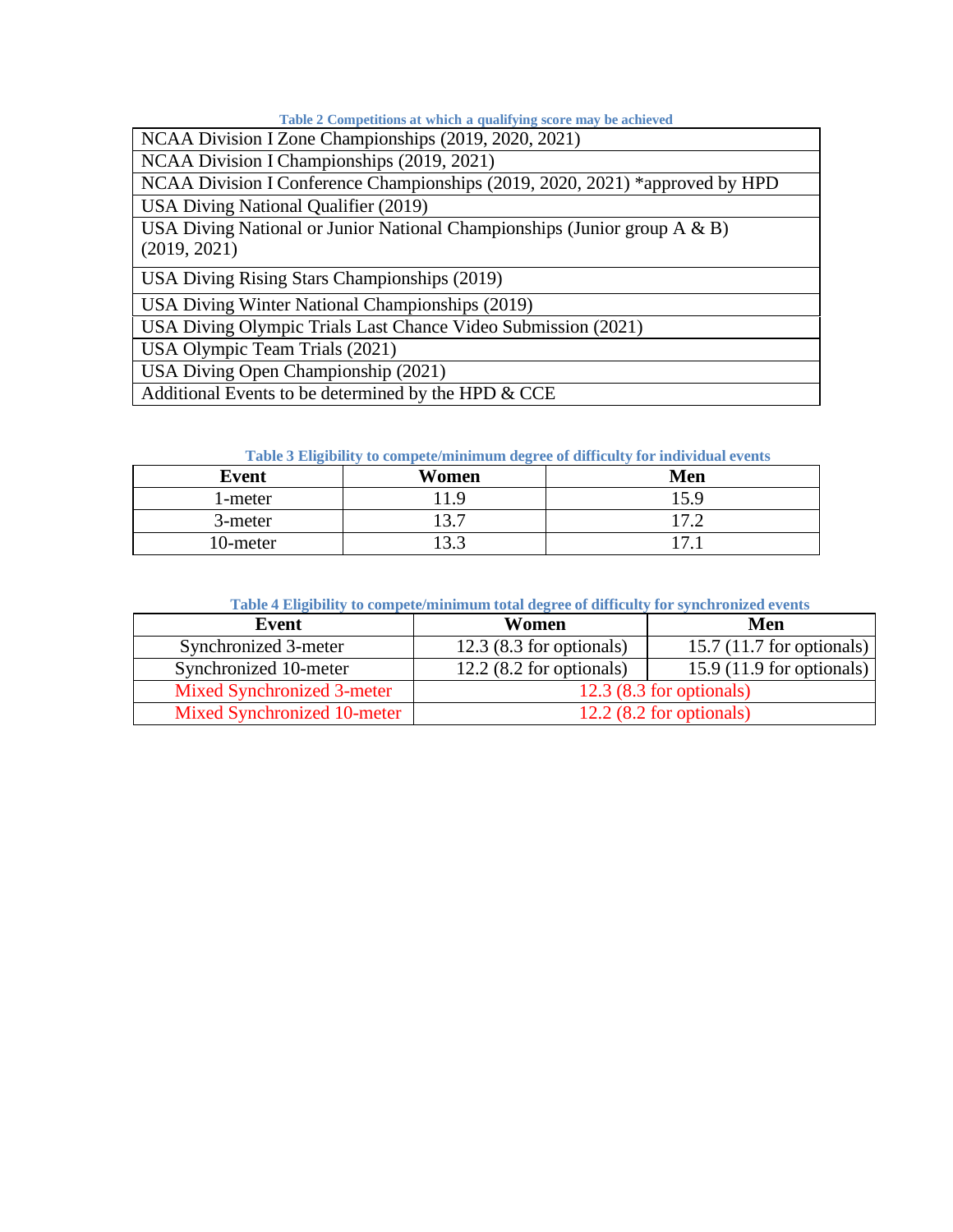Table 2 Competitions at which a qualifying score may be achieved

| |
|---|
| NCAA Division I Zone Championships (2019, 2020, 2021) |
| NCAA Division I Championships (2019, 2021) |
| NCAA Division I Conference Championships (2019, 2020, 2021) *approved by HPD |
| USA Diving National Qualifier (2019) |
| USA Diving National or Junior National Championships (Junior group A & B) (2019, 2021) |
| USA Diving Rising Stars Championships (2019) |
| USA Diving Winter National Championships (2019) |
| USA Diving Olympic Trials Last Chance Video Submission (2021) |
| USA Olympic Team Trials (2021) |
| USA Diving Open Championship (2021) |
| Additional Events to be determined by the HPD & CCE |

Table 3 Eligibility to compete/minimum degree of difficulty for individual events

| Event | Women | Men |
|---|---|---|
| 1-meter | 11.9 | 15.9 |
| 3-meter | 13.7 | 17.2 |
| 10-meter | 13.3 | 17.1 |

Table 4 Eligibility to compete/minimum total degree of difficulty for synchronized events

| Event | Women | Men |
|---|---|---|
| Synchronized 3-meter | 12.3 (8.3 for optionals) | 15.7 (11.7 for optionals) |
| Synchronized 10-meter | 12.2 (8.2 for optionals) | 15.9 (11.9 for optionals) |
| Mixed Synchronized 3-meter | 12.3 (8.3 for optionals) | |
| Mixed Synchronized 10-meter | 12.2 (8.2 for optionals) | |